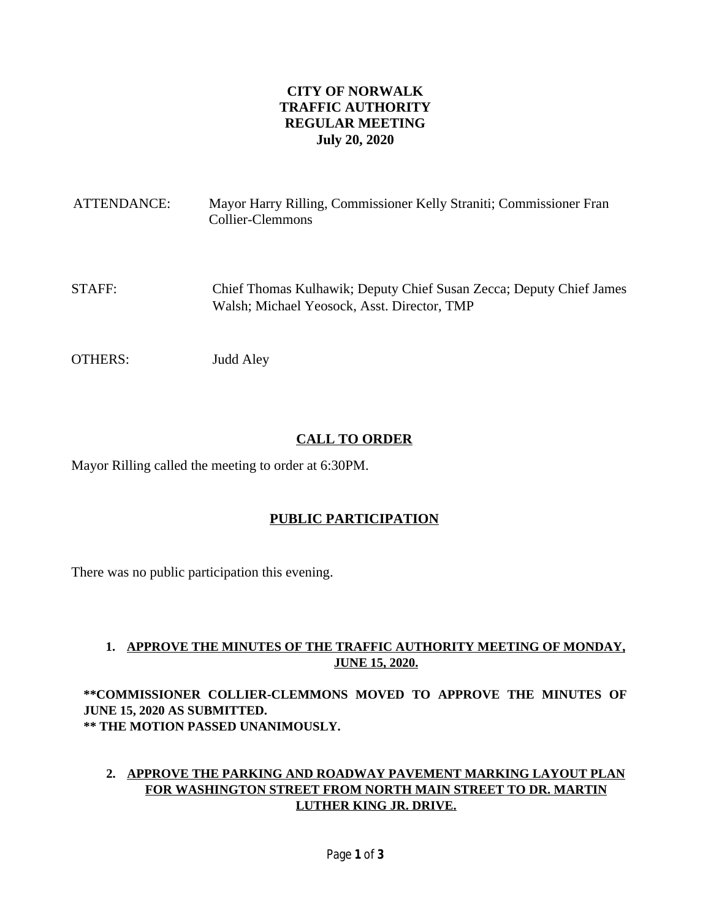**CITY OF NORWALK**
**TRAFFIC AUTHORITY**
**REGULAR MEETING**
**July 20, 2020**

ATTENDANCE: Mayor Harry Rilling, Commissioner Kelly Straniti; Commissioner Fran Collier-Clemmons

STAFF: Chief Thomas Kulhawik; Deputy Chief Susan Zecca; Deputy Chief James Walsh; Michael Yeosock, Asst. Director, TMP

OTHERS: Judd Aley

## CALL TO ORDER

Mayor Rilling called the meeting to order at 6:30PM.

## PUBLIC PARTICIPATION

There was no public participation this evening.

### 1. APPROVE THE MINUTES OF THE TRAFFIC AUTHORITY MEETING OF MONDAY, JUNE 15, 2020.

**\*\*COMMISSIONER COLLIER-CLEMMONS MOVED TO APPROVE THE MINUTES OF JUNE 15, 2020 AS SUBMITTED.**
**\*\* THE MOTION PASSED UNANIMOUSLY.**

### 2. APPROVE THE PARKING AND ROADWAY PAVEMENT MARKING LAYOUT PLAN FOR WASHINGTON STREET FROM NORTH MAIN STREET TO DR. MARTIN LUTHER KING JR. DRIVE.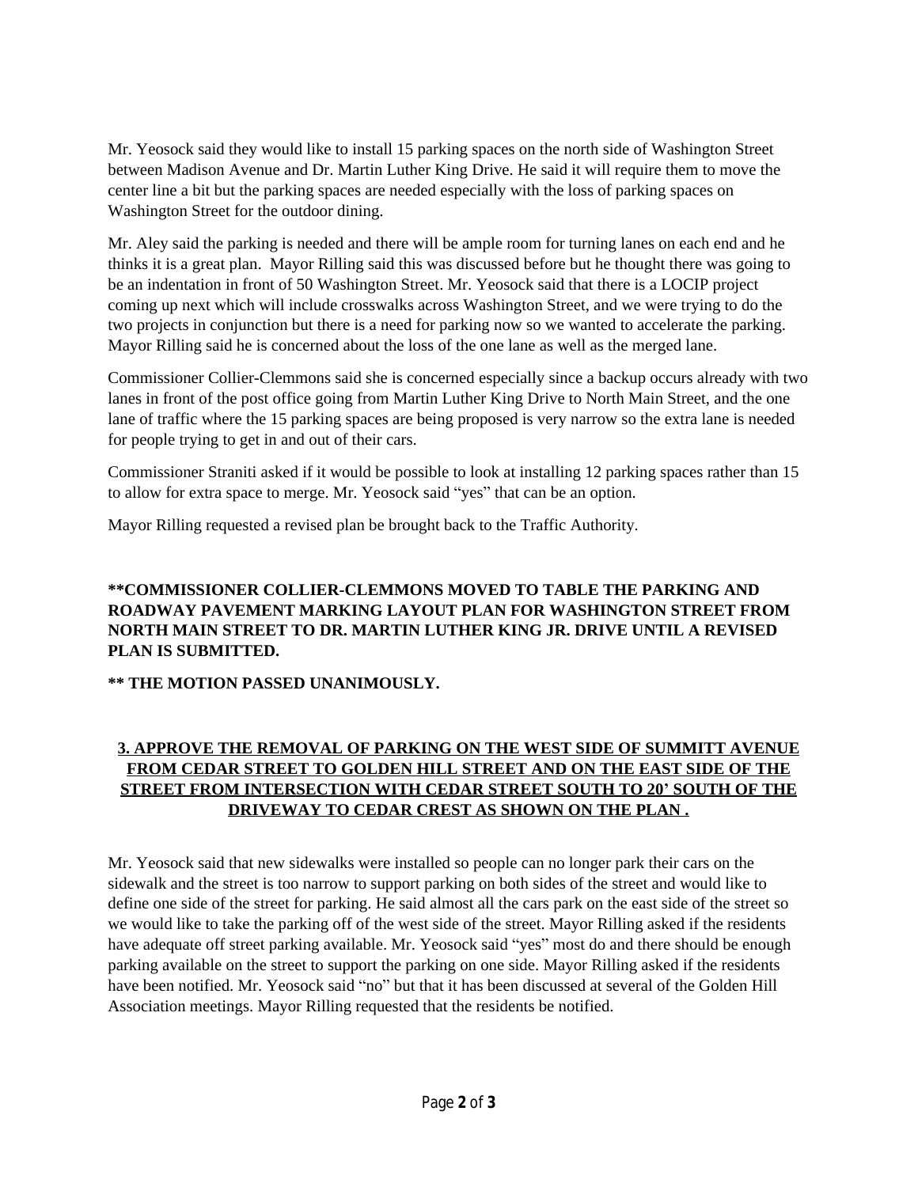Mr. Yeosock said they would like to install 15 parking spaces on the north side of Washington Street between Madison Avenue and Dr. Martin Luther King Drive. He said it will require them to move the center line a bit but the parking spaces are needed especially with the loss of parking spaces on Washington Street for the outdoor dining.

Mr. Aley said the parking is needed and there will be ample room for turning lanes on each end and he thinks it is a great plan. Mayor Rilling said this was discussed before but he thought there was going to be an indentation in front of 50 Washington Street. Mr. Yeosock said that there is a LOCIP project coming up next which will include crosswalks across Washington Street, and we were trying to do the two projects in conjunction but there is a need for parking now so we wanted to accelerate the parking. Mayor Rilling said he is concerned about the loss of the one lane as well as the merged lane.

Commissioner Collier-Clemmons said she is concerned especially since a backup occurs already with two lanes in front of the post office going from Martin Luther King Drive to North Main Street, and the one lane of traffic where the 15 parking spaces are being proposed is very narrow so the extra lane is needed for people trying to get in and out of their cars.

Commissioner Straniti asked if it would be possible to look at installing 12 parking spaces rather than 15 to allow for extra space to merge. Mr. Yeosock said "yes" that can be an option.

Mayor Rilling requested a revised plan be brought back to the Traffic Authority.

**\*\*COMMISSIONER COLLIER-CLEMMONS MOVED TO TABLE THE PARKING AND ROADWAY PAVEMENT MARKING LAYOUT PLAN FOR WASHINGTON STREET FROM NORTH MAIN STREET TO DR. MARTIN LUTHER KING JR. DRIVE UNTIL A REVISED PLAN IS SUBMITTED.**

**\*\* THE MOTION PASSED UNANIMOUSLY.**

### 3. APPROVE THE REMOVAL OF PARKING ON THE WEST SIDE OF SUMMITT AVENUE FROM CEDAR STREET TO GOLDEN HILL STREET AND ON THE EAST SIDE OF THE STREET FROM INTERSECTION WITH CEDAR STREET SOUTH TO 20' SOUTH OF THE DRIVEWAY TO CEDAR CREST AS SHOWN ON THE PLAN .

Mr. Yeosock said that new sidewalks were installed so people can no longer park their cars on the sidewalk and the street is too narrow to support parking on both sides of the street and would like to define one side of the street for parking. He said almost all the cars park on the east side of the street so we would like to take the parking off of the west side of the street. Mayor Rilling asked if the residents have adequate off street parking available. Mr. Yeosock said "yes" most do and there should be enough parking available on the street to support the parking on one side. Mayor Rilling asked if the residents have been notified. Mr. Yeosock said "no" but that it has been discussed at several of the Golden Hill Association meetings. Mayor Rilling requested that the residents be notified.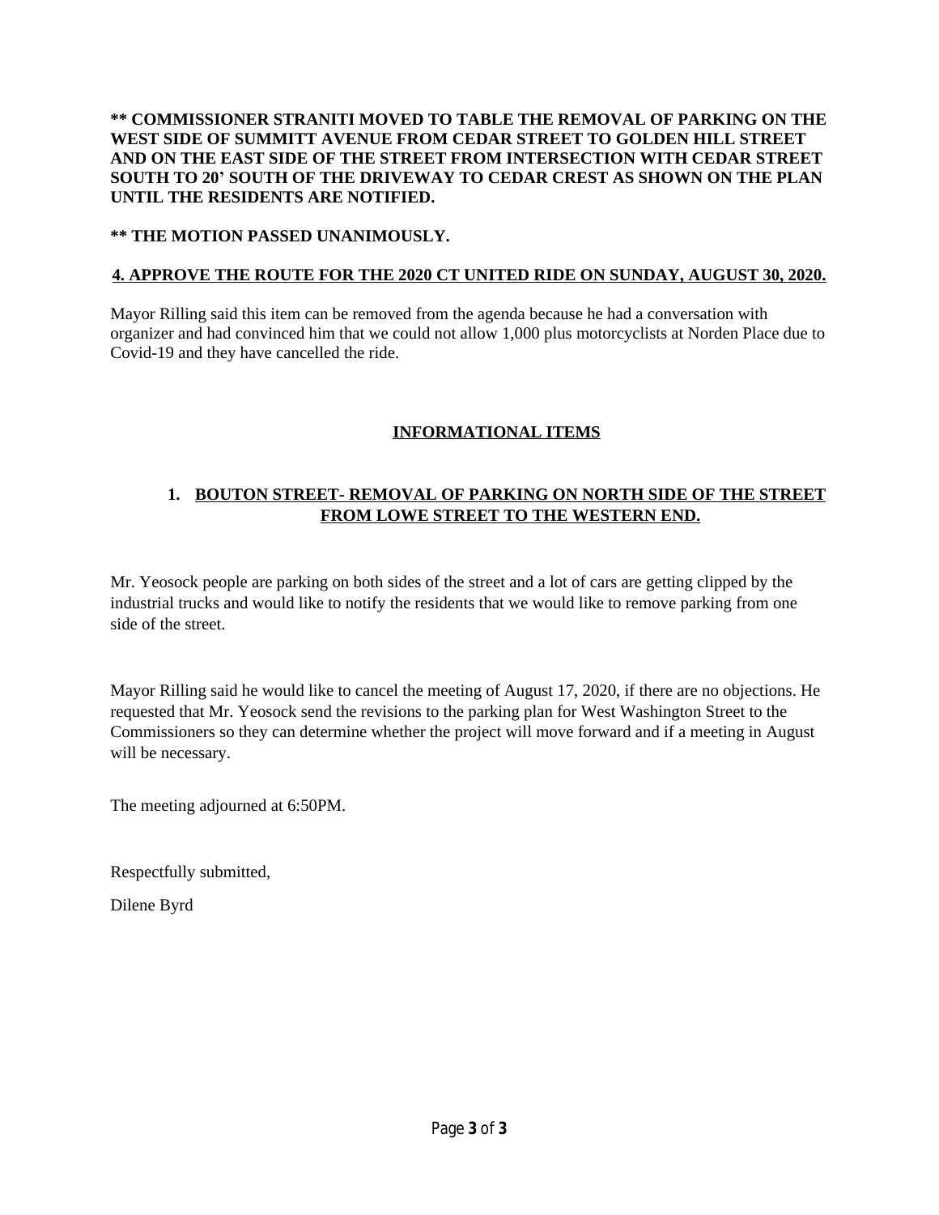**\*\* COMMISSIONER STRANITI MOVED TO TABLE THE REMOVAL OF PARKING ON THE WEST SIDE OF SUMMITT AVENUE FROM CEDAR STREET TO GOLDEN HILL STREET AND ON THE EAST SIDE OF THE STREET FROM INTERSECTION WITH CEDAR STREET SOUTH TO 20' SOUTH OF THE DRIVEWAY TO CEDAR CREST AS SHOWN ON THE PLAN UNTIL THE RESIDENTS ARE NOTIFIED.**

**\*\* THE MOTION PASSED UNANIMOUSLY.**

**4. APPROVE THE ROUTE FOR THE 2020 CT UNITED RIDE ON SUNDAY, AUGUST 30, 2020.**

Mayor Rilling said this item can be removed from the agenda because he had a conversation with organizer and had convinced him that we could not allow 1,000 plus motorcyclists at Norden Place due to Covid-19 and they have cancelled the ride.

## INFORMATIONAL ITEMS

### 1. BOUTON STREET- REMOVAL OF PARKING ON NORTH SIDE OF THE STREET FROM LOWE STREET TO THE WESTERN END.

Mr. Yeosock people are parking on both sides of the street and a lot of cars are getting clipped by the industrial trucks and would like to notify the residents that we would like to remove parking from one side of the street.

Mayor Rilling said he would like to cancel the meeting of August 17, 2020, if there are no objections. He requested that Mr. Yeosock send the revisions to the parking plan for West Washington Street to the Commissioners so they can determine whether the project will move forward and if a meeting in August will be necessary.

The meeting adjourned at 6:50PM.

Respectfully submitted,

Dilene Byrd